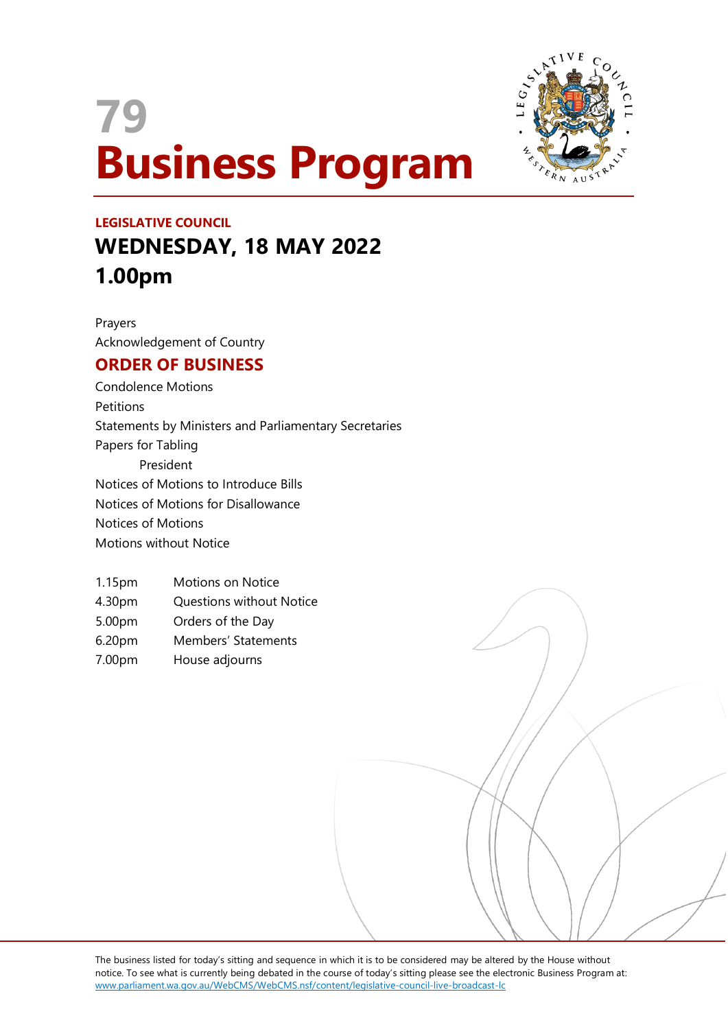# 79 Business Program

**LEGISLATIVE COUNCIL**

## WEDNESDAY, 18 MAY 2022
## 1.00pm

Prayers
Acknowledgement of Country

## ORDER OF BUSINESS

Condolence Motions
Petitions
Statements by Ministers and Parliamentary Secretaries
Papers for Tabling
    President
Notices of Motions to Introduce Bills
Notices of Motions for Disallowance
Notices of Motions
Motions without Notice

| | |
|---|---|
| 1.15pm | Motions on Notice |
| 4.30pm | Questions without Notice |
| 5.00pm | Orders of the Day |
| 6.20pm | Members' Statements |
| 7.00pm | House adjourns |

The business listed for today's sitting and sequence in which it is to be considered may be altered by the House without notice. To see what is currently being debated in the course of today's sitting please see the electronic Business Program at: www.parliament.wa.gov.au/WebCMS/WebCMS.nsf/content/legislative-council-live-broadcast-lc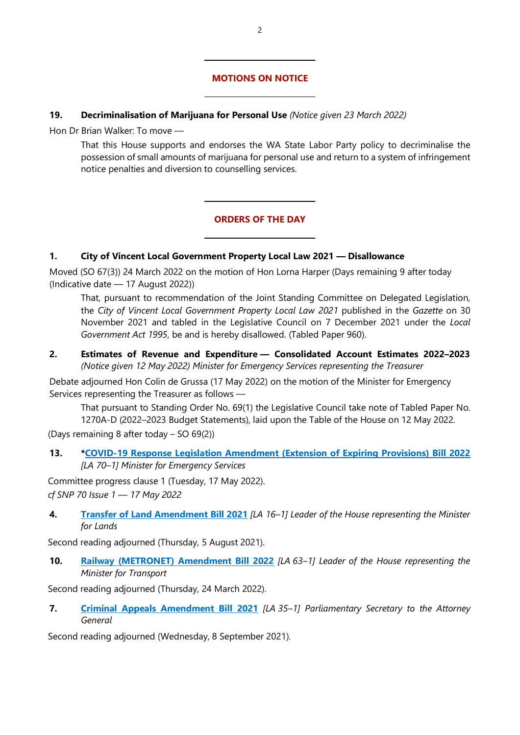## MOTIONS ON NOTICE

**19. Decriminalisation of Marijuana for Personal Use** *(Notice given 23 March 2022)*

Hon Dr Brian Walker: To move —

> That this House supports and endorses the WA State Labor Party policy to decriminalise the possession of small amounts of marijuana for personal use and return to a system of infringement notice penalties and diversion to counselling services.

## ORDERS OF THE DAY

**1. City of Vincent Local Government Property Local Law 2021 — Disallowance**

Moved (SO 67(3)) 24 March 2022 on the motion of Hon Lorna Harper (Days remaining 9 after today (Indicative date — 17 August 2022))

> That, pursuant to recommendation of the Joint Standing Committee on Delegated Legislation, the *City of Vincent Local Government Property Local Law 2021* published in the *Gazette* on 30 November 2021 and tabled in the Legislative Council on 7 December 2021 under the *Local Government Act 1995*, be and is hereby disallowed. (Tabled Paper 960).

**2. Estimates of Revenue and Expenditure — Consolidated Account Estimates 2022–2023** *(Notice given 12 May 2022) Minister for Emergency Services representing the Treasurer*

Debate adjourned Hon Colin de Grussa (17 May 2022) on the motion of the Minister for Emergency Services representing the Treasurer as follows —

> That pursuant to Standing Order No. 69(1) the Legislative Council take note of Tabled Paper No. 1270A-D (2022–2023 Budget Statements), laid upon the Table of the House on 12 May 2022.

(Days remaining 8 after today – SO 69(2))

**13. *COVID-19 Response Legislation Amendment (Extension of Expiring Provisions) Bill 2022** *[LA 70–1] Minister for Emergency Services*

Committee progress clause 1 (Tuesday, 17 May 2022).
*cf SNP 70 Issue 1 — 17 May 2022*

**4. Transfer of Land Amendment Bill 2021** *[LA 16–1] Leader of the House representing the Minister for Lands*

Second reading adjourned (Thursday, 5 August 2021).

**10. Railway (METRONET) Amendment Bill 2022** *[LA 63–1] Leader of the House representing the Minister for Transport*

Second reading adjourned (Thursday, 24 March 2022).

**7. Criminal Appeals Amendment Bill 2021** *[LA 35–1] Parliamentary Secretary to the Attorney General*

Second reading adjourned (Wednesday, 8 September 2021).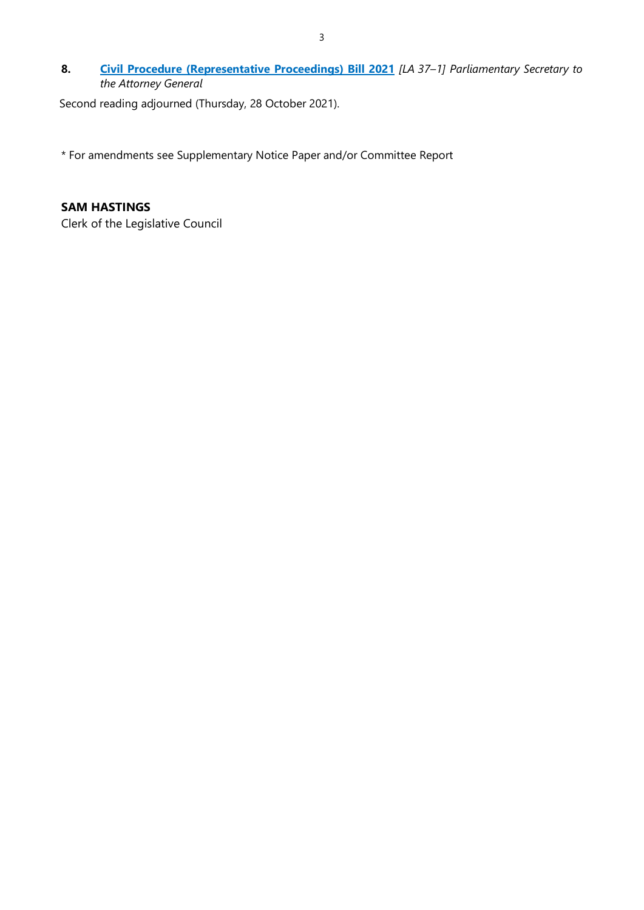**8.** **Civil Procedure (Representative Proceedings) Bill 2021** *[LA 37–1] Parliamentary Secretary to the Attorney General*

Second reading adjourned (Thursday, 28 October 2021).

* For amendments see Supplementary Notice Paper and/or Committee Report

**SAM HASTINGS**
Clerk of the Legislative Council